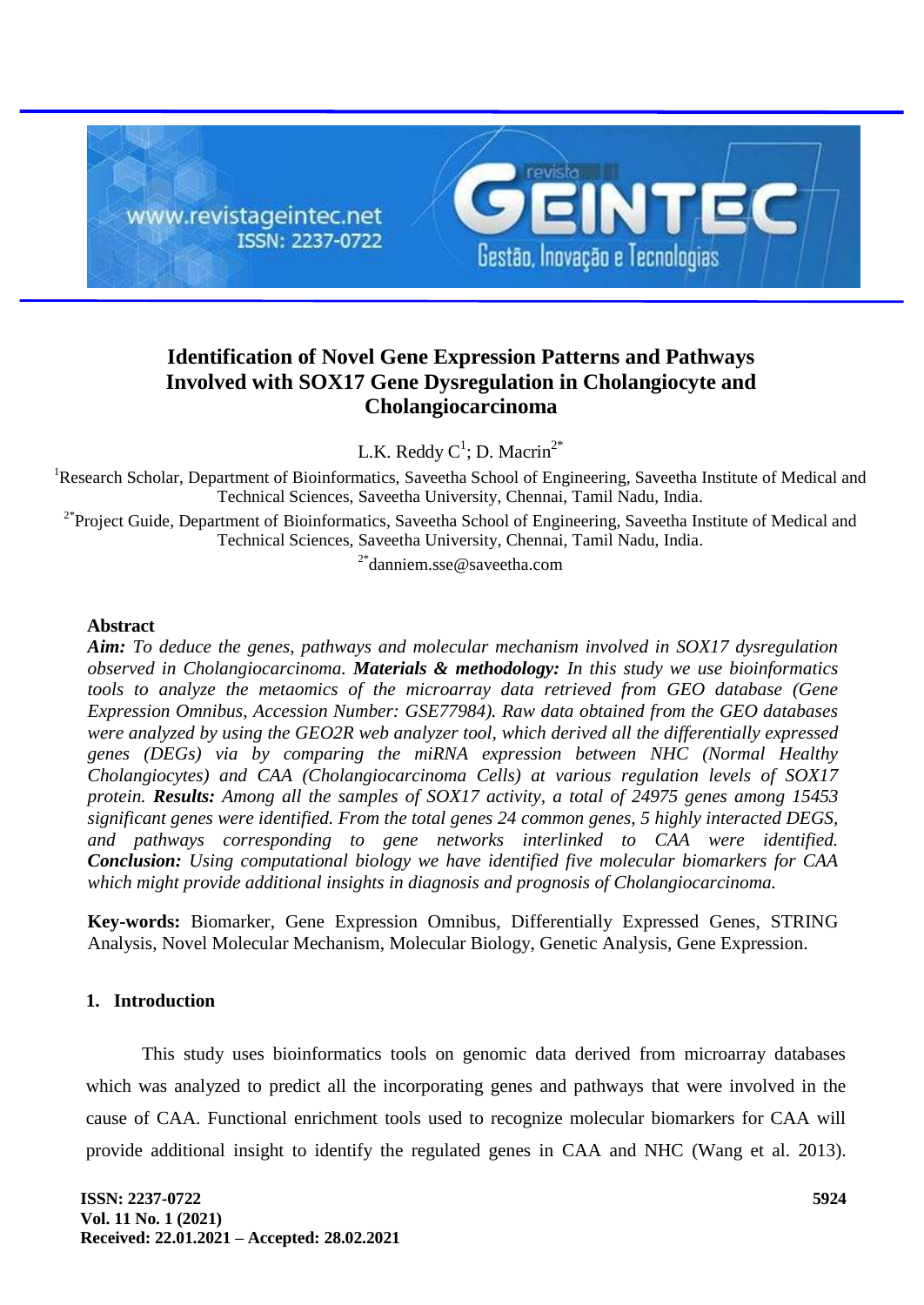# Identification of Novel Gene Expression Patterns and Pathways Involved with SOX17 Gene Dysregulation in Cholangiocyte and Cholangiocarcinoma

L.K. Reddy C[1]; D. Macrin[2*]

[1]Research Scholar, Department of Bioinformatics, Saveetha School of Engineering, Saveetha Institute of Medical and Technical Sciences, Saveetha University, Chennai, Tamil Nadu, India.

[2*]Project Guide, Department of Bioinformatics, Saveetha School of Engineering, Saveetha Institute of Medical and Technical Sciences, Saveetha University, Chennai, Tamil Nadu, India.

[2*]danniem.sse@saveetha.com

## Abstract

***Aim:*** *To deduce the genes, pathways and molecular mechanism involved in SOX17 dysregulation observed in Cholangiocarcinoma.* ***Materials & methodology:*** *In this study we use bioinformatics tools to analyze the metaomics of the microarray data retrieved from GEO database (Gene Expression Omnibus, Accession Number: GSE77984). Raw data obtained from the GEO databases were analyzed by using the GEO2R web analyzer tool, which derived all the differentially expressed genes (DEGs) via by comparing the miRNA expression between NHC (Normal Healthy Cholangiocytes) and CAA (Cholangiocarcinoma Cells) at various regulation levels of SOX17 protein.* ***Results:*** *Among all the samples of SOX17 activity, a total of 24975 genes among 15453 significant genes were identified. From the total genes 24 common genes, 5 highly interacted DEGS, and pathways corresponding to gene networks interlinked to CAA were identified.* ***Conclusion:*** *Using computational biology we have identified five molecular biomarkers for CAA which might provide additional insights in diagnosis and prognosis of Cholangiocarcinoma.*

**Key-words:** Biomarker, Gene Expression Omnibus, Differentially Expressed Genes, STRING Analysis, Novel Molecular Mechanism, Molecular Biology, Genetic Analysis, Gene Expression.

## 1. Introduction

This study uses bioinformatics tools on genomic data derived from microarray databases which was analyzed to predict all the incorporating genes and pathways that were involved in the cause of CAA. Functional enrichment tools used to recognize molecular biomarkers for CAA will provide additional insight to identify the regulated genes in CAA and NHC (Wang et al. 2013).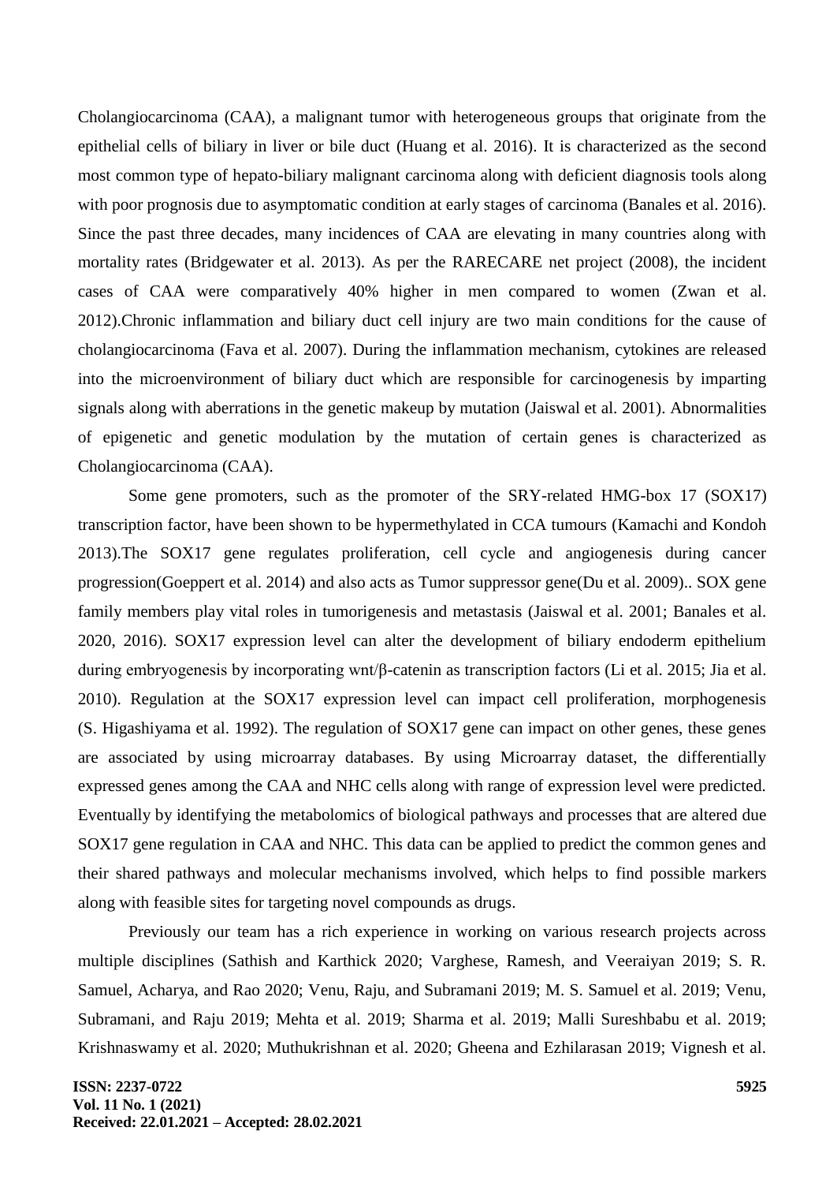Cholangiocarcinoma (CAA), a malignant tumor with heterogeneous groups that originate from the epithelial cells of biliary in liver or bile duct (Huang et al. 2016). It is characterized as the second most common type of hepato-biliary malignant carcinoma along with deficient diagnosis tools along with poor prognosis due to asymptomatic condition at early stages of carcinoma (Banales et al. 2016). Since the past three decades, many incidences of CAA are elevating in many countries along with mortality rates (Bridgewater et al. 2013). As per the RARECARE net project (2008), the incident cases of CAA were comparatively 40% higher in men compared to women (Zwan et al. 2012).Chronic inflammation and biliary duct cell injury are two main conditions for the cause of cholangiocarcinoma (Fava et al. 2007). During the inflammation mechanism, cytokines are released into the microenvironment of biliary duct which are responsible for carcinogenesis by imparting signals along with aberrations in the genetic makeup by mutation (Jaiswal et al. 2001). Abnormalities of epigenetic and genetic modulation by the mutation of certain genes is characterized as Cholangiocarcinoma (CAA).

Some gene promoters, such as the promoter of the SRY-related HMG-box 17 (SOX17) transcription factor, have been shown to be hypermethylated in CCA tumours (Kamachi and Kondoh 2013).The SOX17 gene regulates proliferation, cell cycle and angiogenesis during cancer progression(Goeppert et al. 2014) and also acts as Tumor suppressor gene(Du et al. 2009).. SOX gene family members play vital roles in tumorigenesis and metastasis (Jaiswal et al. 2001; Banales et al. 2020, 2016). SOX17 expression level can alter the development of biliary endoderm epithelium during embryogenesis by incorporating wnt/β-catenin as transcription factors (Li et al. 2015; Jia et al. 2010). Regulation at the SOX17 expression level can impact cell proliferation, morphogenesis (S. Higashiyama et al. 1992). The regulation of SOX17 gene can impact on other genes, these genes are associated by using microarray databases. By using Microarray dataset, the differentially expressed genes among the CAA and NHC cells along with range of expression level were predicted. Eventually by identifying the metabolomics of biological pathways and processes that are altered due SOX17 gene regulation in CAA and NHC. This data can be applied to predict the common genes and their shared pathways and molecular mechanisms involved, which helps to find possible markers along with feasible sites for targeting novel compounds as drugs.

Previously our team has a rich experience in working on various research projects across multiple disciplines (Sathish and Karthick 2020; Varghese, Ramesh, and Veeraiyan 2019; S. R. Samuel, Acharya, and Rao 2020; Venu, Raju, and Subramani 2019; M. S. Samuel et al. 2019; Venu, Subramani, and Raju 2019; Mehta et al. 2019; Sharma et al. 2019; Malli Sureshbabu et al. 2019; Krishnaswamy et al. 2020; Muthukrishnan et al. 2020; Gheena and Ezhilarasan 2019; Vignesh et al.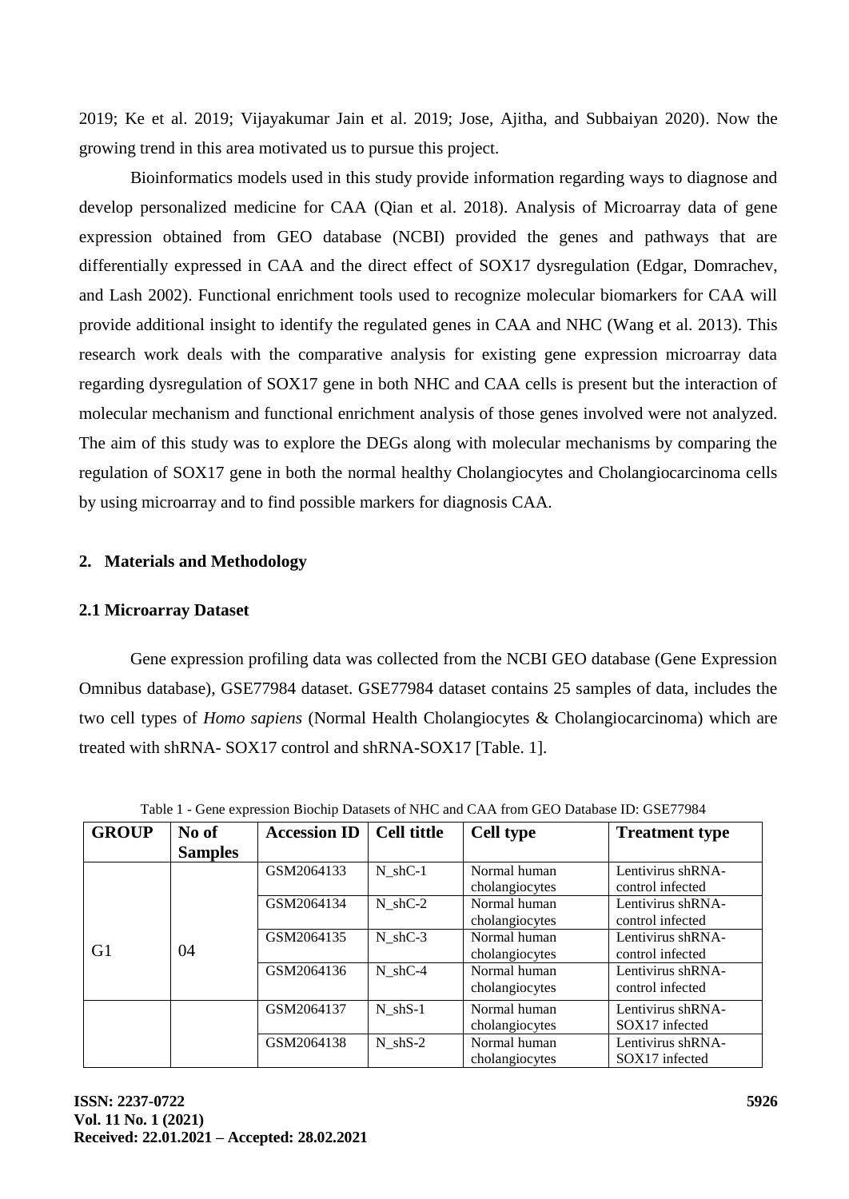2019; Ke et al. 2019; Vijayakumar Jain et al. 2019; Jose, Ajitha, and Subbaiyan 2020). Now the growing trend in this area motivated us to pursue this project.

Bioinformatics models used in this study provide information regarding ways to diagnose and develop personalized medicine for CAA (Qian et al. 2018). Analysis of Microarray data of gene expression obtained from GEO database (NCBI) provided the genes and pathways that are differentially expressed in CAA and the direct effect of SOX17 dysregulation (Edgar, Domrachev, and Lash 2002). Functional enrichment tools used to recognize molecular biomarkers for CAA will provide additional insight to identify the regulated genes in CAA and NHC (Wang et al. 2013). This research work deals with the comparative analysis for existing gene expression microarray data regarding dysregulation of SOX17 gene in both NHC and CAA cells is present but the interaction of molecular mechanism and functional enrichment analysis of those genes involved were not analyzed. The aim of this study was to explore the DEGs along with molecular mechanisms by comparing the regulation of SOX17 gene in both the normal healthy Cholangiocytes and Cholangiocarcinoma cells by using microarray and to find possible markers for diagnosis CAA.

## 2. Materials and Methodology

### 2.1 Microarray Dataset

Gene expression profiling data was collected from the NCBI GEO database (Gene Expression Omnibus database), GSE77984 dataset. GSE77984 dataset contains 25 samples of data, includes the two cell types of *Homo sapiens* (Normal Health Cholangiocytes & Cholangiocarcinoma) which are treated with shRNA- SOX17 control and shRNA-SOX17 [Table. 1].

Table 1 - Gene expression Biochip Datasets of NHC and CAA from GEO Database ID: GSE77984

| GROUP | No of Samples | Accession ID | Cell tittle | Cell type | Treatment type |
|---|---|---|---|---|---|
| G1 | 04 | GSM2064133 | N_shC-1 | Normal human cholangiocytes | Lentivirus shRNA-control infected |
| | | GSM2064134 | N_shC-2 | Normal human cholangiocytes | Lentivirus shRNA-control infected |
| | | GSM2064135 | N_shC-3 | Normal human cholangiocytes | Lentivirus shRNA-control infected |
| | | GSM2064136 | N_shC-4 | Normal human cholangiocytes | Lentivirus shRNA-control infected |
| | | GSM2064137 | N_shS-1 | Normal human cholangiocytes | Lentivirus shRNA-SOX17 infected |
| | | GSM2064138 | N_shS-2 | Normal human cholangiocytes | Lentivirus shRNA-SOX17 infected |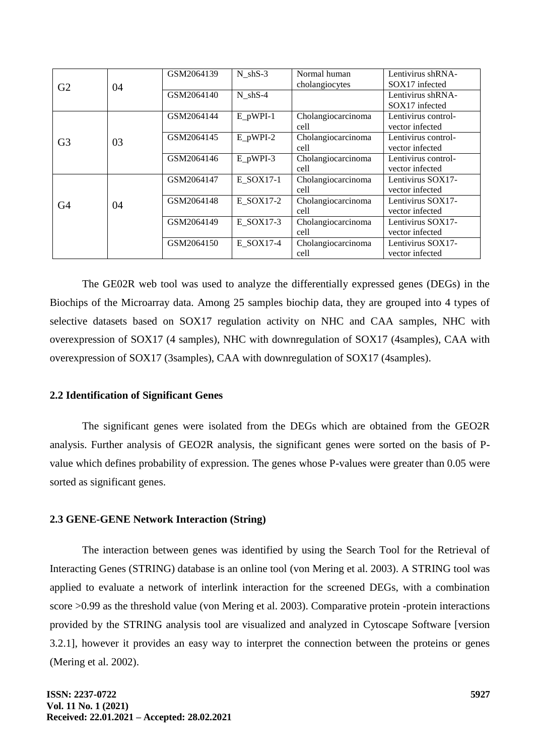| | | | | | |
|---|---|---|---|---|---|
| G2 | 04 | GSM2064139 | N_shS-3 | Normal human cholangiocytes | Lentivirus shRNA-SOX17 infected |
| | | GSM2064140 | N_shS-4 | | Lentivirus shRNA-SOX17 infected |
| G3 | 03 | GSM2064144 | E_pWPI-1 | Cholangiocarcinoma cell | Lentivirus control-vector infected |
| | | GSM2064145 | E_pWPI-2 | Cholangiocarcinoma cell | Lentivirus control-vector infected |
| | | GSM2064146 | E_pWPI-3 | Cholangiocarcinoma cell | Lentivirus control-vector infected |
| G4 | 04 | GSM2064147 | E_SOX17-1 | Cholangiocarcinoma cell | Lentivirus SOX17-vector infected |
| | | GSM2064148 | E_SOX17-2 | Cholangiocarcinoma cell | Lentivirus SOX17-vector infected |
| | | GSM2064149 | E_SOX17-3 | Cholangiocarcinoma cell | Lentivirus SOX17-vector infected |
| | | GSM2064150 | E_SOX17-4 | Cholangiocarcinoma cell | Lentivirus SOX17-vector infected |

The GE02R web tool was used to analyze the differentially expressed genes (DEGs) in the Biochips of the Microarray data. Among 25 samples biochip data, they are grouped into 4 types of selective datasets based on SOX17 regulation activity on NHC and CAA samples, NHC with overexpression of SOX17 (4 samples), NHC with downregulation of SOX17 (4samples), CAA with overexpression of SOX17 (3samples), CAA with downregulation of SOX17 (4samples).

### 2.2 Identification of Significant Genes

The significant genes were isolated from the DEGs which are obtained from the GEO2R analysis. Further analysis of GEO2R analysis, the significant genes were sorted on the basis of P-value which defines probability of expression. The genes whose P-values were greater than 0.05 were sorted as significant genes.

### 2.3 GENE-GENE Network Interaction (String)

The interaction between genes was identified by using the Search Tool for the Retrieval of Interacting Genes (STRING) database is an online tool (von Mering et al. 2003). A STRING tool was applied to evaluate a network of interlink interaction for the screened DEGs, with a combination score >0.99 as the threshold value (von Mering et al. 2003). Comparative protein -protein interactions provided by the STRING analysis tool are visualized and analyzed in Cytoscape Software [version 3.2.1], however it provides an easy way to interpret the connection between the proteins or genes (Mering et al. 2002).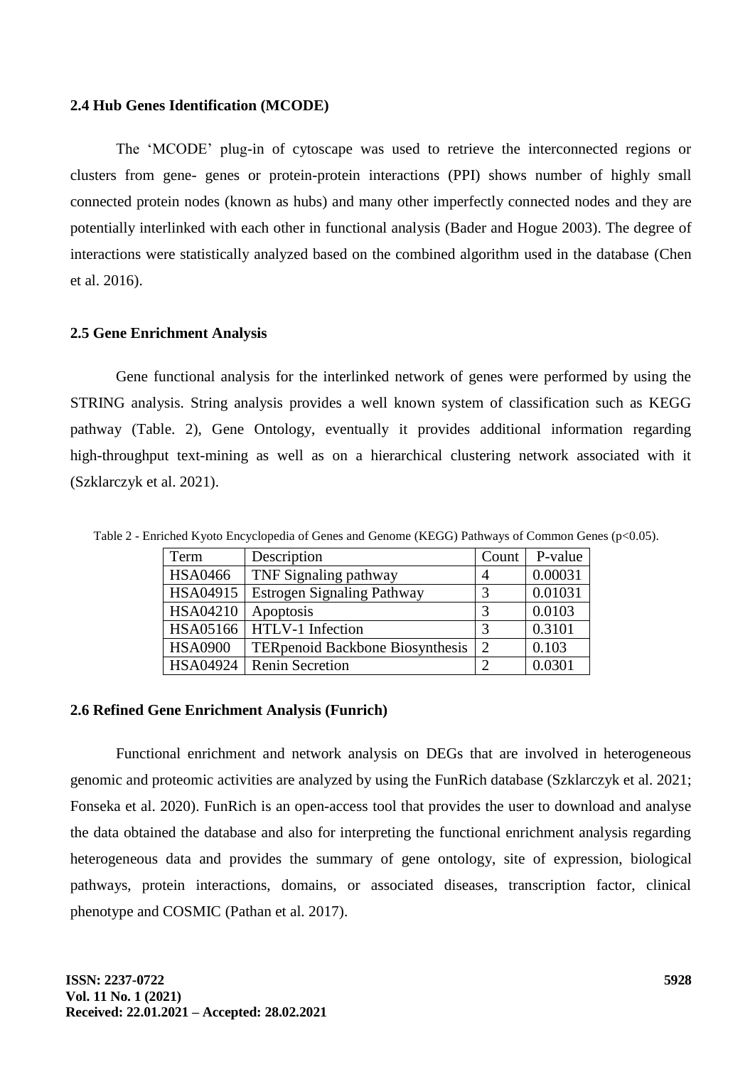### 2.4 Hub Genes Identification (MCODE)

The 'MCODE' plug-in of cytoscape was used to retrieve the interconnected regions or clusters from gene- genes or protein-protein interactions (PPI) shows number of highly small connected protein nodes (known as hubs) and many other imperfectly connected nodes and they are potentially interlinked with each other in functional analysis (Bader and Hogue 2003). The degree of interactions were statistically analyzed based on the combined algorithm used in the database (Chen et al. 2016).

### 2.5 Gene Enrichment Analysis

Gene functional analysis for the interlinked network of genes were performed by using the STRING analysis. String analysis provides a well known system of classification such as KEGG pathway (Table. 2), Gene Ontology, eventually it provides additional information regarding high-throughput text-mining as well as on a hierarchical clustering network associated with it (Szklarczyk et al. 2021).

Table 2 - Enriched Kyoto Encyclopedia of Genes and Genome (KEGG) Pathways of Common Genes ($p<0.05$).

| Term | Description | Count | P-value |
|---|---|---|---|
| HSA0466 | TNF Signaling pathway | 4 | 0.00031 |
| HSA04915 | Estrogen Signaling Pathway | 3 | 0.01031 |
| HSA04210 | Apoptosis | 3 | 0.0103 |
| HSA05166 | HTLV-1 Infection | 3 | 0.3101 |
| HSA0900 | TERpenoid Backbone Biosynthesis | 2 | 0.103 |
| HSA04924 | Renin Secretion | 2 | 0.0301 |

### 2.6 Refined Gene Enrichment Analysis (Funrich)

Functional enrichment and network analysis on DEGs that are involved in heterogeneous genomic and proteomic activities are analyzed by using the FunRich database (Szklarczyk et al. 2021; Fonseka et al. 2020). FunRich is an open-access tool that provides the user to download and analyse the data obtained the database and also for interpreting the functional enrichment analysis regarding heterogeneous data and provides the summary of gene ontology, site of expression, biological pathways, protein interactions, domains, or associated diseases, transcription factor, clinical phenotype and COSMIC (Pathan et al. 2017).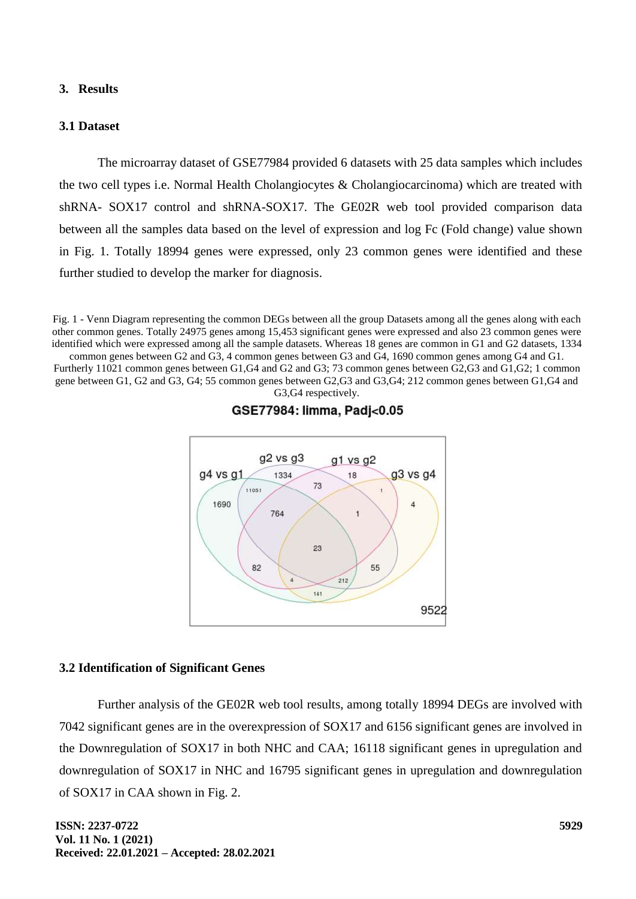## 3. Results

### 3.1 Dataset

The microarray dataset of GSE77984 provided 6 datasets with 25 data samples which includes the two cell types i.e. Normal Health Cholangiocytes & Cholangiocarcinoma) which are treated with shRNA- SOX17 control and shRNA-SOX17. The GE02R web tool provided comparison data between all the samples data based on the level of expression and log Fc (Fold change) value shown in Fig. 1. Totally 18994 genes were expressed, only 23 common genes were identified and these further studied to develop the marker for diagnosis.

Fig. 1 - Venn Diagram representing the common DEGs between all the group Datasets among all the genes along with each other common genes. Totally 24975 genes among 15,453 significant genes were expressed and also 23 common genes were identified which were expressed among all the sample datasets. Whereas 18 genes are common in G1 and G2 datasets, 1334 common genes between G2 and G3, 4 common genes between G3 and G4, 1690 common genes among G4 and G1. Furtherly 11021 common genes between G1,G4 and G2 and G3; 73 common genes between G2,G3 and G1,G2; 1 common gene between G1, G2 and G3, G4; 55 common genes between G2,G3 and G3,G4; 212 common genes between G1,G4 and G3,G4 respectively.

### 3.2 Identification of Significant Genes

Further analysis of the GE02R web tool results, among totally 18994 DEGs are involved with 7042 significant genes are in the overexpression of SOX17 and 6156 significant genes are involved in the Downregulation of SOX17 in both NHC and CAA; 16118 significant genes in upregulation and downregulation of SOX17 in NHC and 16795 significant genes in upregulation and downregulation of SOX17 in CAA shown in Fig. 2.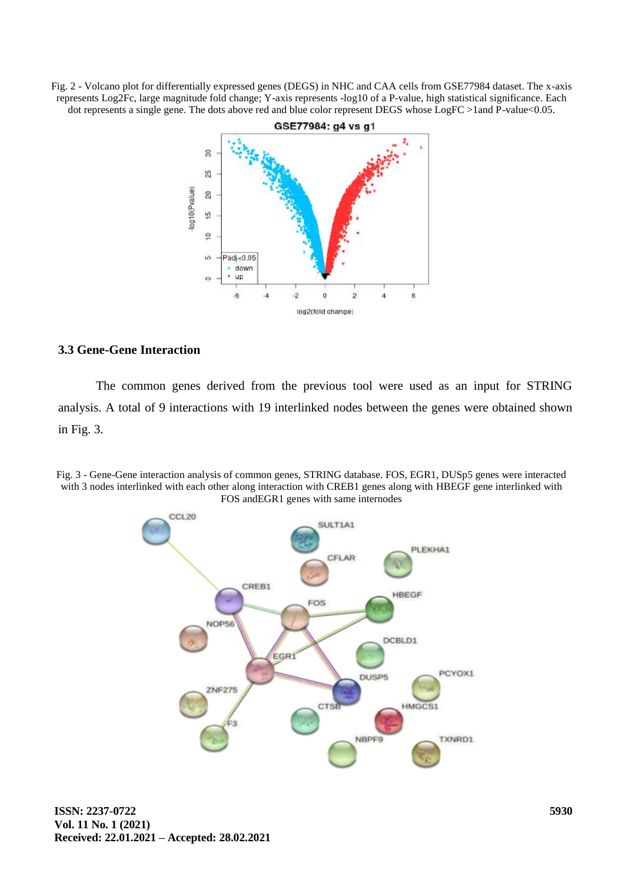Fig. 2 - Volcano plot for differentially expressed genes (DEGS) in NHC and CAA cells from GSE77984 dataset. The x-axis represents Log2Fc, large magnitude fold change; Y-axis represents -log10 of a P-value, high statistical significance. Each dot represents a single gene. The dots above red and blue color represent DEGS whose LogFC >1and P-value<0.05.

### 3.3 Gene-Gene Interaction

The common genes derived from the previous tool were used as an input for STRING analysis. A total of 9 interactions with 19 interlinked nodes between the genes were obtained shown in Fig. 3.

Fig. 3 - Gene-Gene interaction analysis of common genes, STRING database. FOS, EGR1, DUSp5 genes were interacted with 3 nodes interlinked with each other along interaction with CREB1 genes along with HBEGF gene interlinked with FOS andEGR1 genes with same internodes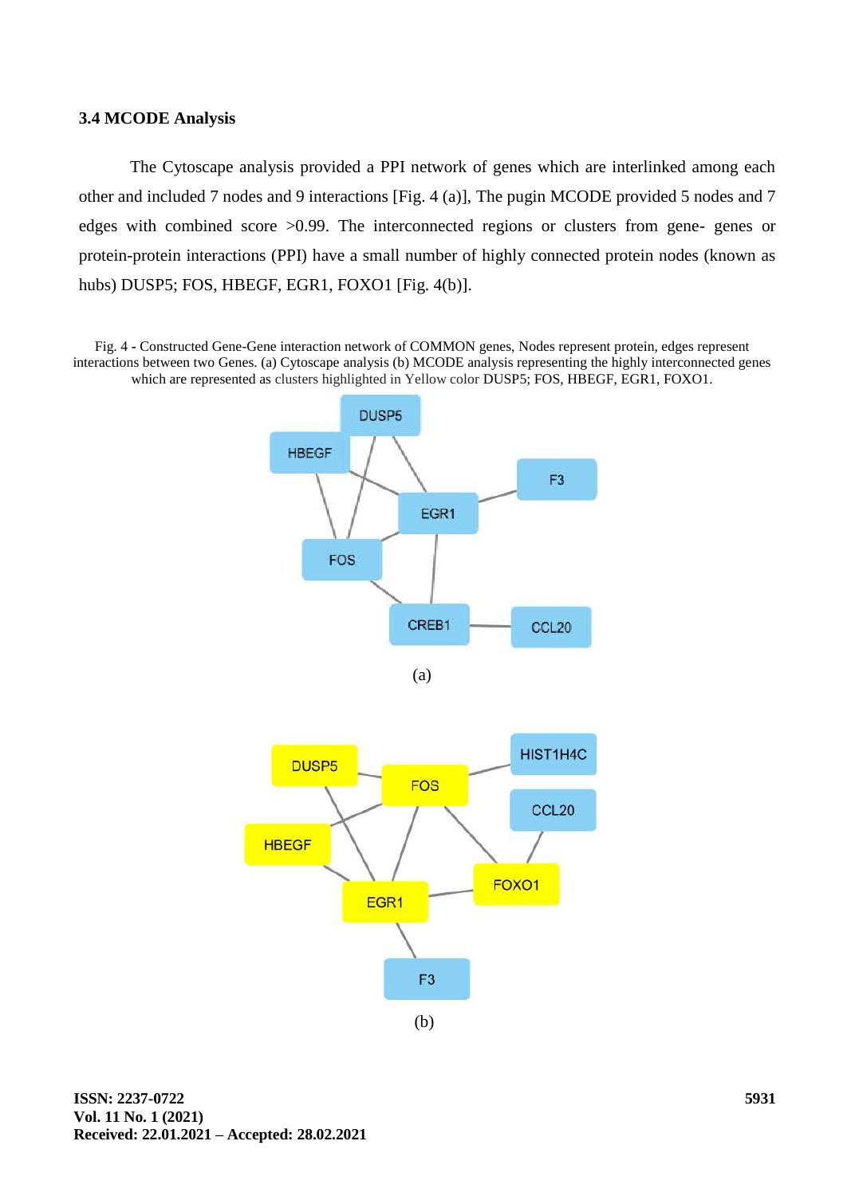### 3.4 MCODE Analysis

The Cytoscape analysis provided a PPI network of genes which are interlinked among each other and included 7 nodes and 9 interactions [Fig. 4 (a)], The pugin MCODE provided 5 nodes and 7 edges with combined score >0.99. The interconnected regions or clusters from gene- genes or protein-protein interactions (PPI) have a small number of highly connected protein nodes (known as hubs) DUSP5; FOS, HBEGF, EGR1, FOXO1 [Fig. 4(b)].

Fig. 4 - Constructed Gene-Gene interaction network of COMMON genes, Nodes represent protein, edges represent interactions between two Genes. (a) Cytoscape analysis (b) MCODE analysis representing the highly interconnected genes which are represented as clusters highlighted in Yellow color DUSP5; FOS, HBEGF, EGR1, FOXO1.

(a)

(b)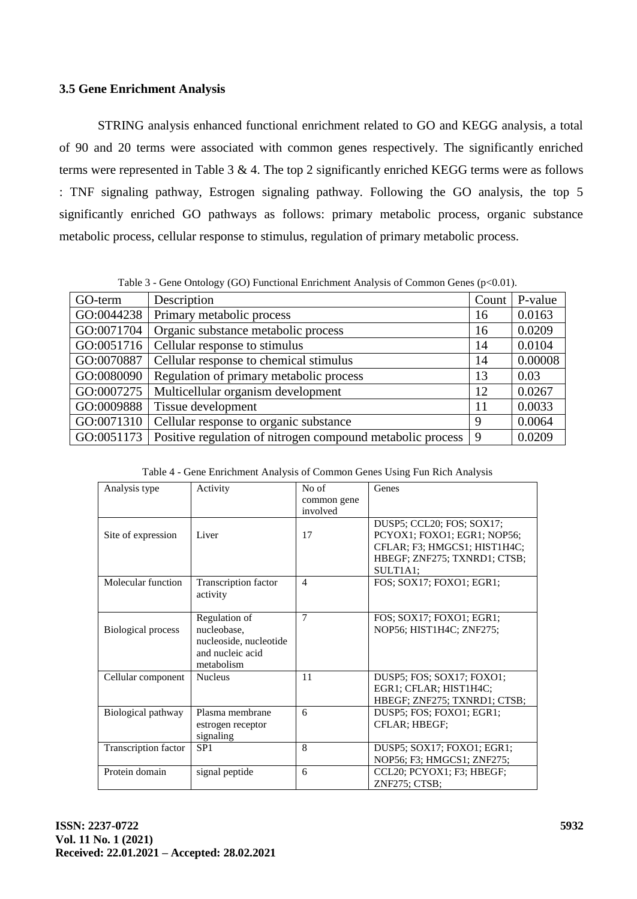### 3.5 Gene Enrichment Analysis

STRING analysis enhanced functional enrichment related to GO and KEGG analysis, a total of 90 and 20 terms were associated with common genes respectively. The significantly enriched terms were represented in Table 3 & 4. The top 2 significantly enriched KEGG terms were as follows : TNF signaling pathway, Estrogen signaling pathway. Following the GO analysis, the top 5 significantly enriched GO pathways as follows: primary metabolic process, organic substance metabolic process, cellular response to stimulus, regulation of primary metabolic process.

Table 3 - Gene Ontology (GO) Functional Enrichment Analysis of Common Genes ($p<0.01$).

| GO-term | Description | Count | P-value |
|---|---|---|---|
| GO:0044238 | Primary metabolic process | 16 | 0.0163 |
| GO:0071704 | Organic substance metabolic process | 16 | 0.0209 |
| GO:0051716 | Cellular response to stimulus | 14 | 0.0104 |
| GO:0070887 | Cellular response to chemical stimulus | 14 | 0.00008 |
| GO:0080090 | Regulation of primary metabolic process | 13 | 0.03 |
| GO:0007275 | Multicellular organism development | 12 | 0.0267 |
| GO:0009888 | Tissue development | 11 | 0.0033 |
| GO:0071310 | Cellular response to organic substance | 9 | 0.0064 |
| GO:0051173 | Positive regulation of nitrogen compound metabolic process | 9 | 0.0209 |

Table 4 - Gene Enrichment Analysis of Common Genes Using Fun Rich Analysis

| Analysis type | Activity | No of common gene involved | Genes |
|---|---|---|---|
| Site of expression | Liver | 17 | DUSP5; CCL20; FOS; SOX17; PCYOX1; FOXO1; EGR1; NOP56; CFLAR; F3; HMGCS1; HIST1H4C; HBEGF; ZNF275; TXNRD1; CTSB; SULT1A1; |
| Molecular function | Transcription factor activity | 4 | FOS; SOX17; FOXO1; EGR1; |
| Biological process | Regulation of nucleobase, nucleoside, nucleotide and nucleic acid metabolism | 7 | FOS; SOX17; FOXO1; EGR1; NOP56; HIST1H4C; ZNF275; |
| Cellular component | Nucleus | 11 | DUSP5; FOS; SOX17; FOXO1; EGR1; CFLAR; HIST1H4C; HBEGF; ZNF275; TXNRD1; CTSB; |
| Biological pathway | Plasma membrane estrogen receptor signaling | 6 | DUSP5; FOS; FOXO1; EGR1; CFLAR; HBEGF; |
| Transcription factor | SP1 | 8 | DUSP5; SOX17; FOXO1; EGR1; NOP56; F3; HMGCS1; ZNF275; |
| Protein domain | signal peptide | 6 | CCL20; PCYOX1; F3; HBEGF; ZNF275; CTSB; |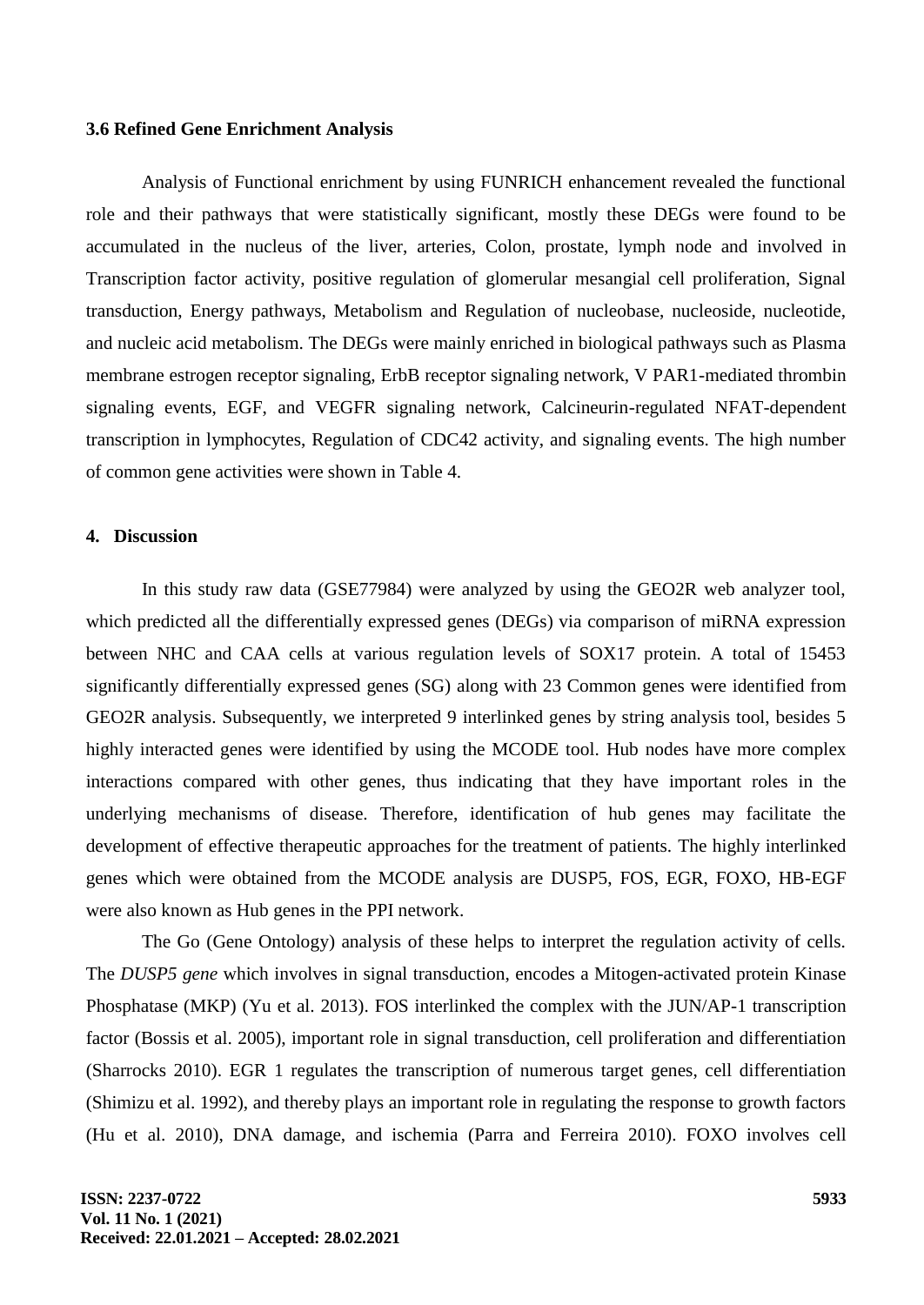### 3.6 Refined Gene Enrichment Analysis

Analysis of Functional enrichment by using FUNRICH enhancement revealed the functional role and their pathways that were statistically significant, mostly these DEGs were found to be accumulated in the nucleus of the liver, arteries, Colon, prostate, lymph node and involved in Transcription factor activity, positive regulation of glomerular mesangial cell proliferation, Signal transduction, Energy pathways, Metabolism and Regulation of nucleobase, nucleoside, nucleotide, and nucleic acid metabolism. The DEGs were mainly enriched in biological pathways such as Plasma membrane estrogen receptor signaling, ErbB receptor signaling network, V PAR1-mediated thrombin signaling events, EGF, and VEGFR signaling network, Calcineurin-regulated NFAT-dependent transcription in lymphocytes, Regulation of CDC42 activity, and signaling events. The high number of common gene activities were shown in Table 4.

## 4. Discussion

In this study raw data (GSE77984) were analyzed by using the GEO2R web analyzer tool, which predicted all the differentially expressed genes (DEGs) via comparison of miRNA expression between NHC and CAA cells at various regulation levels of SOX17 protein. A total of 15453 significantly differentially expressed genes (SG) along with 23 Common genes were identified from GEO2R analysis. Subsequently, we interpreted 9 interlinked genes by string analysis tool, besides 5 highly interacted genes were identified by using the MCODE tool. Hub nodes have more complex interactions compared with other genes, thus indicating that they have important roles in the underlying mechanisms of disease. Therefore, identification of hub genes may facilitate the development of effective therapeutic approaches for the treatment of patients. The highly interlinked genes which were obtained from the MCODE analysis are DUSP5, FOS, EGR, FOXO, HB-EGF were also known as Hub genes in the PPI network.

The Go (Gene Ontology) analysis of these helps to interpret the regulation activity of cells. The *DUSP5 gene* which involves in signal transduction, encodes a Mitogen-activated protein Kinase Phosphatase (MKP) (Yu et al. 2013). FOS interlinked the complex with the JUN/AP-1 transcription factor (Bossis et al. 2005), important role in signal transduction, cell proliferation and differentiation (Sharrocks 2010). EGR 1 regulates the transcription of numerous target genes, cell differentiation (Shimizu et al. 1992), and thereby plays an important role in regulating the response to growth factors (Hu et al. 2010), DNA damage, and ischemia (Parra and Ferreira 2010). FOXO involves cell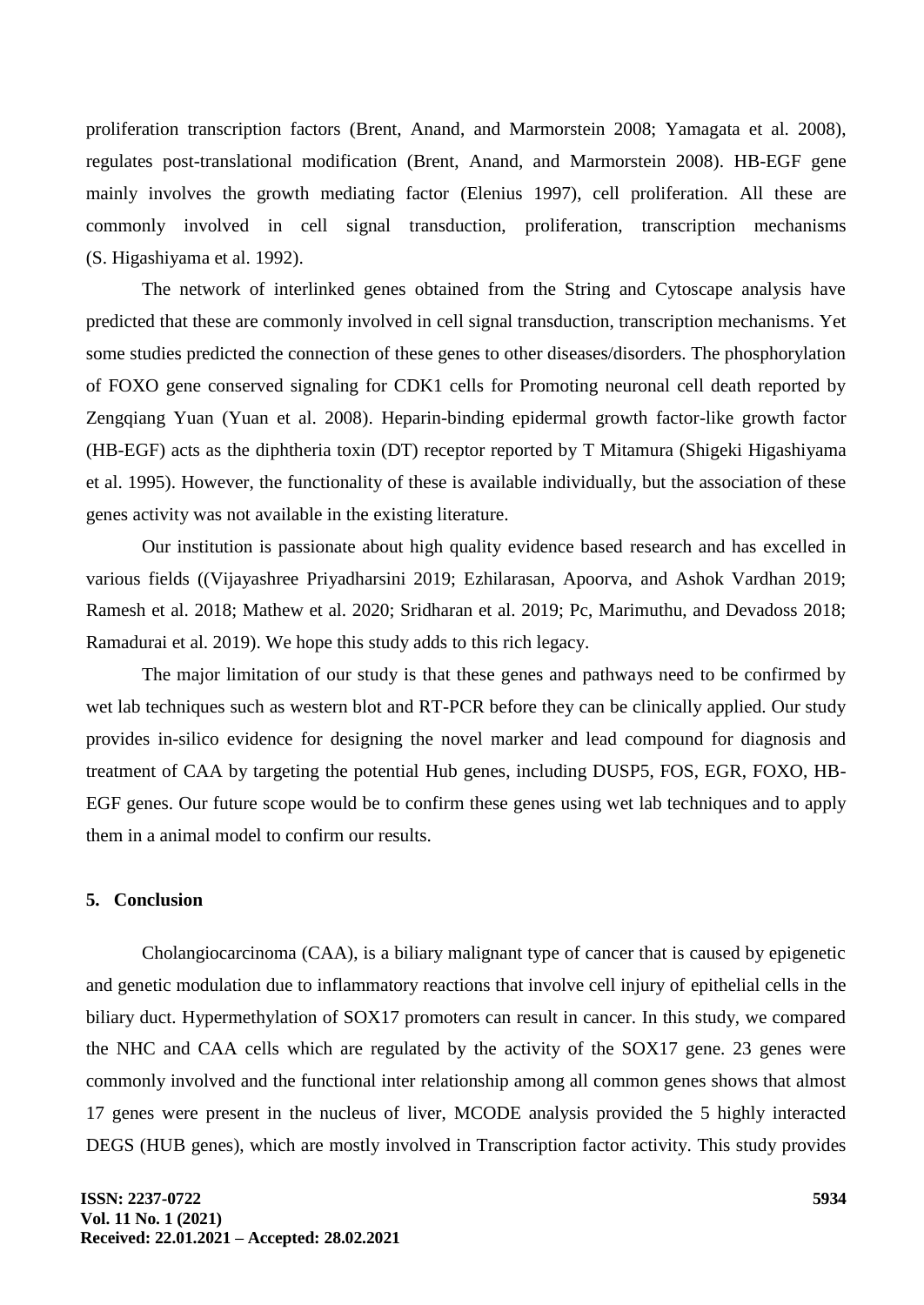proliferation transcription factors (Brent, Anand, and Marmorstein 2008; Yamagata et al. 2008), regulates post-translational modification (Brent, Anand, and Marmorstein 2008). HB-EGF gene mainly involves the growth mediating factor (Elenius 1997), cell proliferation. All these are commonly involved in cell signal transduction, proliferation, transcription mechanisms (S. Higashiyama et al. 1992).

The network of interlinked genes obtained from the String and Cytoscape analysis have predicted that these are commonly involved in cell signal transduction, transcription mechanisms. Yet some studies predicted the connection of these genes to other diseases/disorders. The phosphorylation of FOXO gene conserved signaling for CDK1 cells for Promoting neuronal cell death reported by Zengqiang Yuan (Yuan et al. 2008). Heparin-binding epidermal growth factor-like growth factor (HB-EGF) acts as the diphtheria toxin (DT) receptor reported by T Mitamura (Shigeki Higashiyama et al. 1995). However, the functionality of these is available individually, but the association of these genes activity was not available in the existing literature.

Our institution is passionate about high quality evidence based research and has excelled in various fields ((Vijayashree Priyadharsini 2019; Ezhilarasan, Apoorva, and Ashok Vardhan 2019; Ramesh et al. 2018; Mathew et al. 2020; Sridharan et al. 2019; Pc, Marimuthu, and Devadoss 2018; Ramadurai et al. 2019). We hope this study adds to this rich legacy.

The major limitation of our study is that these genes and pathways need to be confirmed by wet lab techniques such as western blot and RT-PCR before they can be clinically applied. Our study provides in-silico evidence for designing the novel marker and lead compound for diagnosis and treatment of CAA by targeting the potential Hub genes, including DUSP5, FOS, EGR, FOXO, HB-EGF genes. Our future scope would be to confirm these genes using wet lab techniques and to apply them in a animal model to confirm our results.

## 5. Conclusion

Cholangiocarcinoma (CAA), is a biliary malignant type of cancer that is caused by epigenetic and genetic modulation due to inflammatory reactions that involve cell injury of epithelial cells in the biliary duct. Hypermethylation of SOX17 promoters can result in cancer. In this study, we compared the NHC and CAA cells which are regulated by the activity of the SOX17 gene. 23 genes were commonly involved and the functional inter relationship among all common genes shows that almost 17 genes were present in the nucleus of liver, MCODE analysis provided the 5 highly interacted DEGS (HUB genes), which are mostly involved in Transcription factor activity. This study provides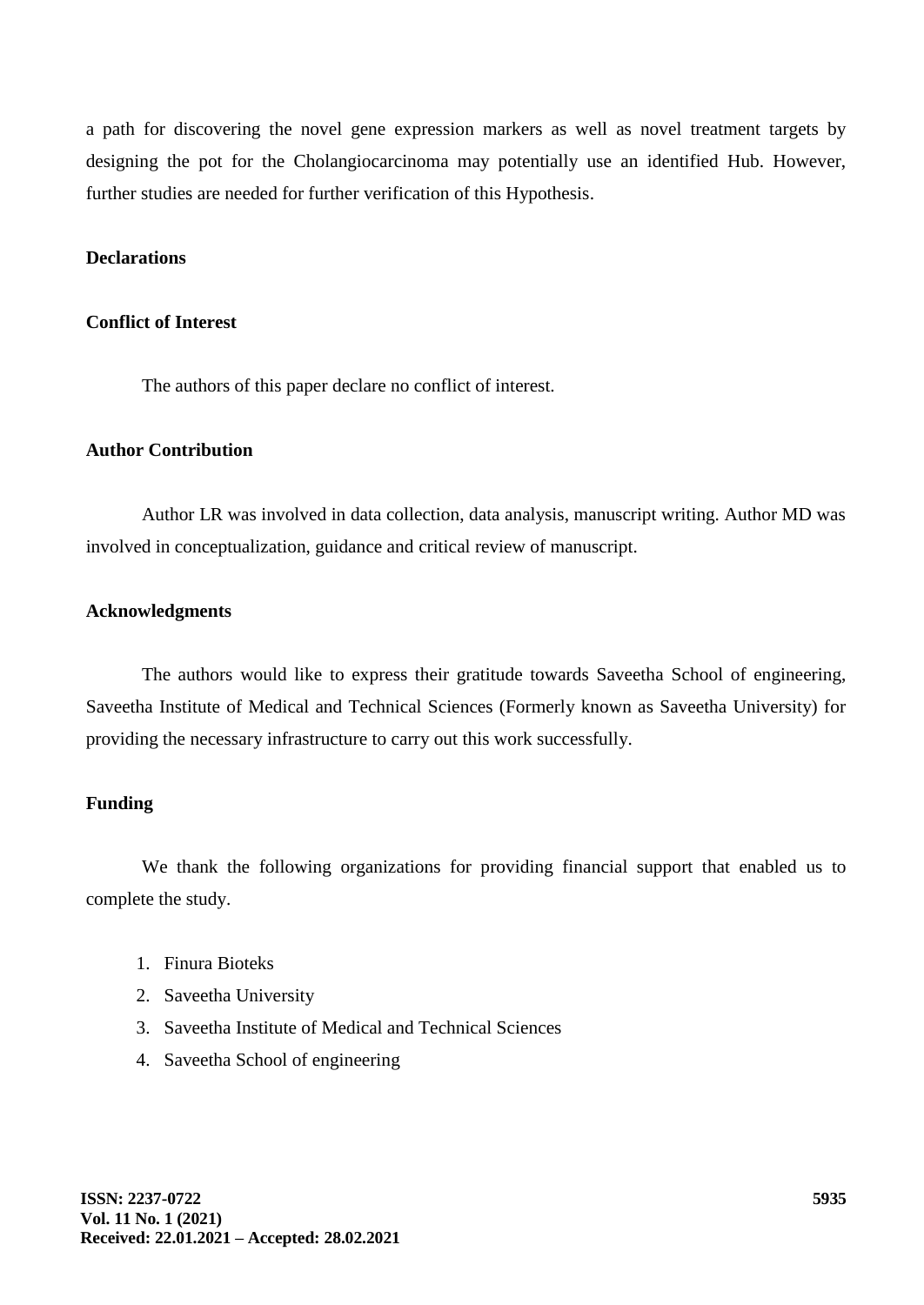a path for discovering the novel gene expression markers as well as novel treatment targets by designing the pot for the Cholangiocarcinoma may potentially use an identified Hub. However, further studies are needed for further verification of this Hypothesis.

## Declarations

### Conflict of Interest

The authors of this paper declare no conflict of interest.

### Author Contribution

Author LR was involved in data collection, data analysis, manuscript writing. Author MD was involved in conceptualization, guidance and critical review of manuscript.

### Acknowledgments

The authors would like to express their gratitude towards Saveetha School of engineering, Saveetha Institute of Medical and Technical Sciences (Formerly known as Saveetha University) for providing the necessary infrastructure to carry out this work successfully.

### Funding

We thank the following organizations for providing financial support that enabled us to complete the study.

1. Finura Bioteks
2. Saveetha University
3. Saveetha Institute of Medical and Technical Sciences
4. Saveetha School of engineering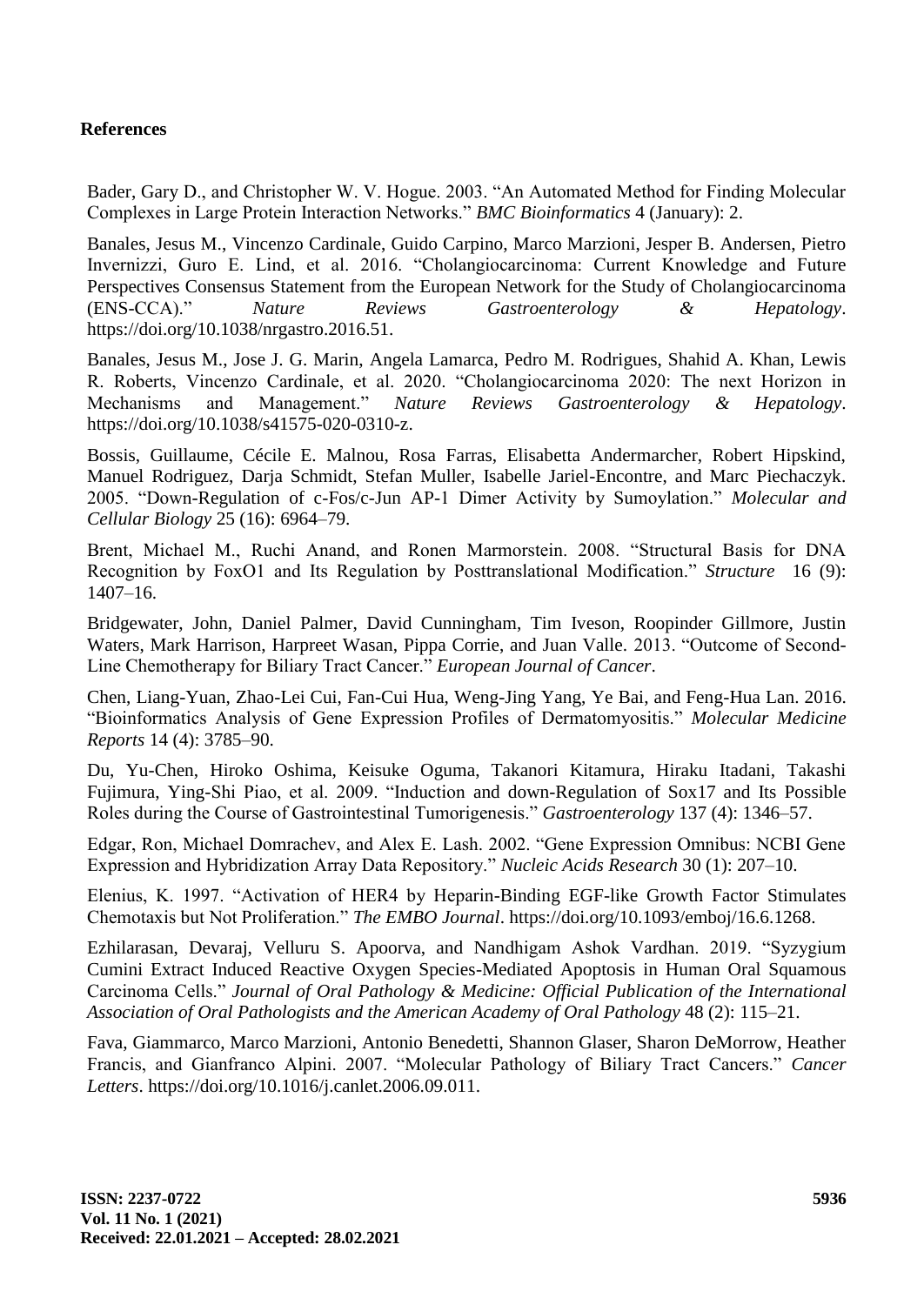## References

Bader, Gary D., and Christopher W. V. Hogue. 2003. "An Automated Method for Finding Molecular Complexes in Large Protein Interaction Networks." *BMC Bioinformatics* 4 (January): 2.

Banales, Jesus M., Vincenzo Cardinale, Guido Carpino, Marco Marzioni, Jesper B. Andersen, Pietro Invernizzi, Guro E. Lind, et al. 2016. "Cholangiocarcinoma: Current Knowledge and Future Perspectives Consensus Statement from the European Network for the Study of Cholangiocarcinoma (ENS-CCA)." *Nature Reviews Gastroenterology & Hepatology*. https://doi.org/10.1038/nrgastro.2016.51.

Banales, Jesus M., Jose J. G. Marin, Angela Lamarca, Pedro M. Rodrigues, Shahid A. Khan, Lewis R. Roberts, Vincenzo Cardinale, et al. 2020. "Cholangiocarcinoma 2020: The next Horizon in Mechanisms and Management." *Nature Reviews Gastroenterology & Hepatology*. https://doi.org/10.1038/s41575-020-0310-z.

Bossis, Guillaume, Cécile E. Malnou, Rosa Farras, Elisabetta Andermarcher, Robert Hipskind, Manuel Rodriguez, Darja Schmidt, Stefan Muller, Isabelle Jariel-Encontre, and Marc Piechaczyk. 2005. "Down-Regulation of c-Fos/c-Jun AP-1 Dimer Activity by Sumoylation." *Molecular and Cellular Biology* 25 (16): 6964–79.

Brent, Michael M., Ruchi Anand, and Ronen Marmorstein. 2008. "Structural Basis for DNA Recognition by FoxO1 and Its Regulation by Posttranslational Modification." *Structure* 16 (9): 1407–16.

Bridgewater, John, Daniel Palmer, David Cunningham, Tim Iveson, Roopinder Gillmore, Justin Waters, Mark Harrison, Harpreet Wasan, Pippa Corrie, and Juan Valle. 2013. "Outcome of Second-Line Chemotherapy for Biliary Tract Cancer." *European Journal of Cancer*.

Chen, Liang-Yuan, Zhao-Lei Cui, Fan-Cui Hua, Weng-Jing Yang, Ye Bai, and Feng-Hua Lan. 2016. "Bioinformatics Analysis of Gene Expression Profiles of Dermatomyositis." *Molecular Medicine Reports* 14 (4): 3785–90.

Du, Yu-Chen, Hiroko Oshima, Keisuke Oguma, Takanori Kitamura, Hiraku Itadani, Takashi Fujimura, Ying-Shi Piao, et al. 2009. "Induction and down-Regulation of Sox17 and Its Possible Roles during the Course of Gastrointestinal Tumorigenesis." *Gastroenterology* 137 (4): 1346–57.

Edgar, Ron, Michael Domrachev, and Alex E. Lash. 2002. "Gene Expression Omnibus: NCBI Gene Expression and Hybridization Array Data Repository." *Nucleic Acids Research* 30 (1): 207–10.

Elenius, K. 1997. "Activation of HER4 by Heparin-Binding EGF-like Growth Factor Stimulates Chemotaxis but Not Proliferation." *The EMBO Journal*. https://doi.org/10.1093/emboj/16.6.1268.

Ezhilarasan, Devaraj, Velluru S. Apoorva, and Nandhigam Ashok Vardhan. 2019. "Syzygium Cumini Extract Induced Reactive Oxygen Species-Mediated Apoptosis in Human Oral Squamous Carcinoma Cells." *Journal of Oral Pathology & Medicine: Official Publication of the International Association of Oral Pathologists and the American Academy of Oral Pathology* 48 (2): 115–21.

Fava, Giammarco, Marco Marzioni, Antonio Benedetti, Shannon Glaser, Sharon DeMorrow, Heather Francis, and Gianfranco Alpini. 2007. "Molecular Pathology of Biliary Tract Cancers." *Cancer Letters*. https://doi.org/10.1016/j.canlet.2006.09.011.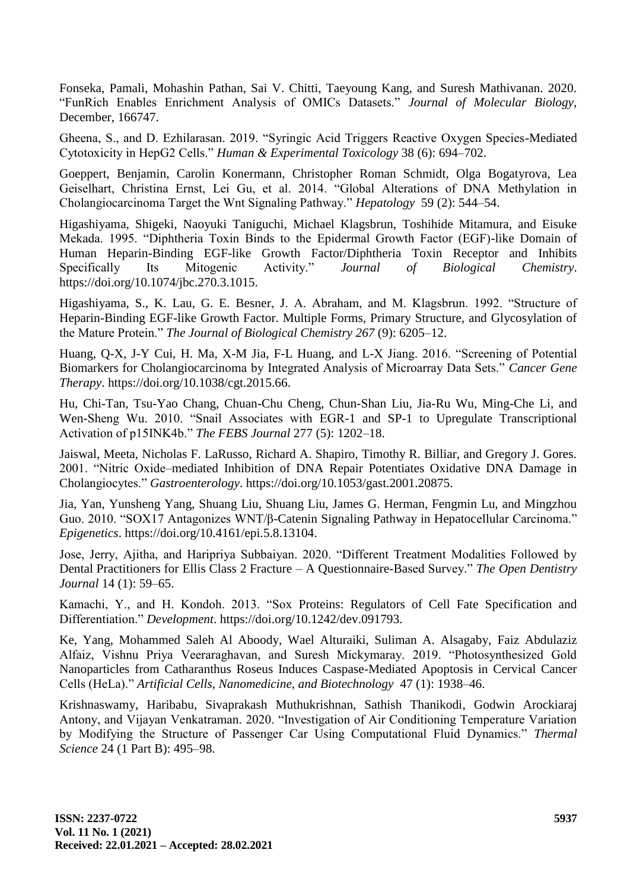Fonseka, Pamali, Mohashin Pathan, Sai V. Chitti, Taeyoung Kang, and Suresh Mathivanan. 2020. "FunRich Enables Enrichment Analysis of OMICs Datasets." *Journal of Molecular Biology*, December, 166747.

Gheena, S., and D. Ezhilarasan. 2019. "Syringic Acid Triggers Reactive Oxygen Species-Mediated Cytotoxicity in HepG2 Cells." *Human & Experimental Toxicology* 38 (6): 694–702.

Goeppert, Benjamin, Carolin Konermann, Christopher Roman Schmidt, Olga Bogatyrova, Lea Geiselhart, Christina Ernst, Lei Gu, et al. 2014. "Global Alterations of DNA Methylation in Cholangiocarcinoma Target the Wnt Signaling Pathway." *Hepatology* 59 (2): 544–54.

Higashiyama, Shigeki, Naoyuki Taniguchi, Michael Klagsbrun, Toshihide Mitamura, and Eisuke Mekada. 1995. "Diphtheria Toxin Binds to the Epidermal Growth Factor (EGF)-like Domain of Human Heparin-Binding EGF-like Growth Factor/Diphtheria Toxin Receptor and Inhibits Specifically Its Mitogenic Activity." *Journal of Biological Chemistry*. https://doi.org/10.1074/jbc.270.3.1015.

Higashiyama, S., K. Lau, G. E. Besner, J. A. Abraham, and M. Klagsbrun. 1992. "Structure of Heparin-Binding EGF-like Growth Factor. Multiple Forms, Primary Structure, and Glycosylation of the Mature Protein." *The Journal of Biological Chemistry 267* (9): 6205–12.

Huang, Q-X, J-Y Cui, H. Ma, X-M Jia, F-L Huang, and L-X Jiang. 2016. "Screening of Potential Biomarkers for Cholangiocarcinoma by Integrated Analysis of Microarray Data Sets." *Cancer Gene Therapy*. https://doi.org/10.1038/cgt.2015.66.

Hu, Chi-Tan, Tsu-Yao Chang, Chuan-Chu Cheng, Chun-Shan Liu, Jia-Ru Wu, Ming-Che Li, and Wen-Sheng Wu. 2010. "Snail Associates with EGR-1 and SP-1 to Upregulate Transcriptional Activation of p15INK4b." *The FEBS Journal* 277 (5): 1202–18.

Jaiswal, Meeta, Nicholas F. LaRusso, Richard A. Shapiro, Timothy R. Billiar, and Gregory J. Gores. 2001. "Nitric Oxide–mediated Inhibition of DNA Repair Potentiates Oxidative DNA Damage in Cholangiocytes." *Gastroenterology*. https://doi.org/10.1053/gast.2001.20875.

Jia, Yan, Yunsheng Yang, Shuang Liu, Shuang Liu, James G. Herman, Fengmin Lu, and Mingzhou Guo. 2010. "SOX17 Antagonizes WNT/β-Catenin Signaling Pathway in Hepatocellular Carcinoma." *Epigenetics*. https://doi.org/10.4161/epi.5.8.13104.

Jose, Jerry, Ajitha, and Haripriya Subbaiyan. 2020. "Different Treatment Modalities Followed by Dental Practitioners for Ellis Class 2 Fracture – A Questionnaire-Based Survey." *The Open Dentistry Journal* 14 (1): 59–65.

Kamachi, Y., and H. Kondoh. 2013. "Sox Proteins: Regulators of Cell Fate Specification and Differentiation." *Development*. https://doi.org/10.1242/dev.091793.

Ke, Yang, Mohammed Saleh Al Aboody, Wael Alturaiki, Suliman A. Alsagaby, Faiz Abdulaziz Alfaiz, Vishnu Priya Veeraraghavan, and Suresh Mickymaray. 2019. "Photosynthesized Gold Nanoparticles from Catharanthus Roseus Induces Caspase-Mediated Apoptosis in Cervical Cancer Cells (HeLa)." *Artificial Cells, Nanomedicine, and Biotechnology* 47 (1): 1938–46.

Krishnaswamy, Haribabu, Sivaprakash Muthukrishnan, Sathish Thanikodi, Godwin Arockiaraj Antony, and Vijayan Venkatraman. 2020. "Investigation of Air Conditioning Temperature Variation by Modifying the Structure of Passenger Car Using Computational Fluid Dynamics." *Thermal Science* 24 (1 Part B): 495–98.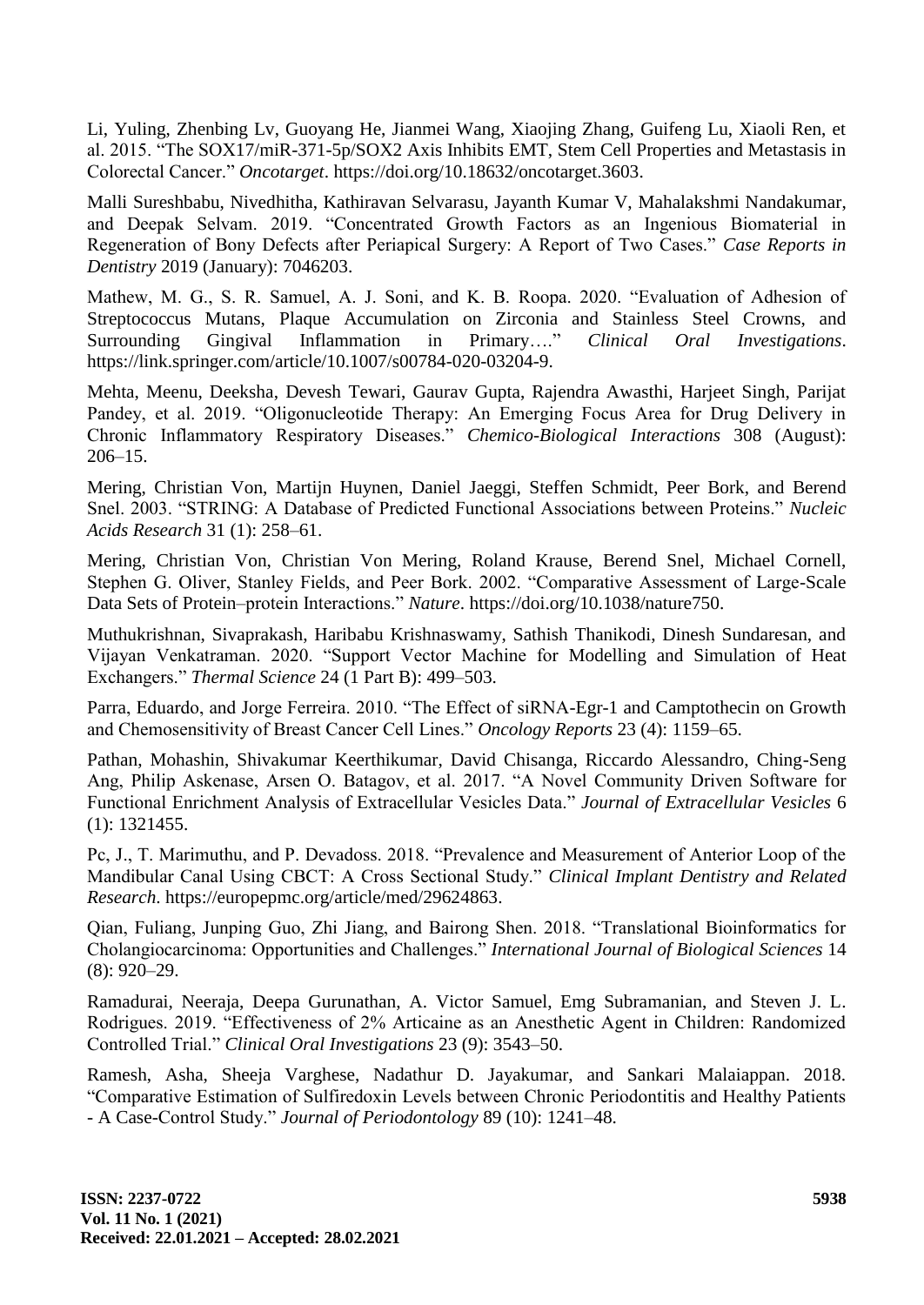Li, Yuling, Zhenbing Lv, Guoyang He, Jianmei Wang, Xiaojing Zhang, Guifeng Lu, Xiaoli Ren, et al. 2015. "The SOX17/miR-371-5p/SOX2 Axis Inhibits EMT, Stem Cell Properties and Metastasis in Colorectal Cancer." *Oncotarget*. https://doi.org/10.18632/oncotarget.3603.

Malli Sureshbabu, Nivedhitha, Kathiravan Selvarasu, Jayanth Kumar V, Mahalakshmi Nandakumar, and Deepak Selvam. 2019. "Concentrated Growth Factors as an Ingenious Biomaterial in Regeneration of Bony Defects after Periapical Surgery: A Report of Two Cases." *Case Reports in Dentistry* 2019 (January): 7046203.

Mathew, M. G., S. R. Samuel, A. J. Soni, and K. B. Roopa. 2020. "Evaluation of Adhesion of Streptococcus Mutans, Plaque Accumulation on Zirconia and Stainless Steel Crowns, and Surrounding Gingival Inflammation in Primary…." *Clinical Oral Investigations*. https://link.springer.com/article/10.1007/s00784-020-03204-9.

Mehta, Meenu, Deeksha, Devesh Tewari, Gaurav Gupta, Rajendra Awasthi, Harjeet Singh, Parijat Pandey, et al. 2019. "Oligonucleotide Therapy: An Emerging Focus Area for Drug Delivery in Chronic Inflammatory Respiratory Diseases." *Chemico-Biological Interactions* 308 (August): 206–15.

Mering, Christian Von, Martijn Huynen, Daniel Jaeggi, Steffen Schmidt, Peer Bork, and Berend Snel. 2003. "STRING: A Database of Predicted Functional Associations between Proteins." *Nucleic Acids Research* 31 (1): 258–61.

Mering, Christian Von, Christian Von Mering, Roland Krause, Berend Snel, Michael Cornell, Stephen G. Oliver, Stanley Fields, and Peer Bork. 2002. "Comparative Assessment of Large-Scale Data Sets of Protein–protein Interactions." *Nature*. https://doi.org/10.1038/nature750.

Muthukrishnan, Sivaprakash, Haribabu Krishnaswamy, Sathish Thanikodi, Dinesh Sundaresan, and Vijayan Venkatraman. 2020. "Support Vector Machine for Modelling and Simulation of Heat Exchangers." *Thermal Science* 24 (1 Part B): 499–503.

Parra, Eduardo, and Jorge Ferreira. 2010. "The Effect of siRNA-Egr-1 and Camptothecin on Growth and Chemosensitivity of Breast Cancer Cell Lines." *Oncology Reports* 23 (4): 1159–65.

Pathan, Mohashin, Shivakumar Keerthikumar, David Chisanga, Riccardo Alessandro, Ching-Seng Ang, Philip Askenase, Arsen O. Batagov, et al. 2017. "A Novel Community Driven Software for Functional Enrichment Analysis of Extracellular Vesicles Data." *Journal of Extracellular Vesicles* 6 (1): 1321455.

Pc, J., T. Marimuthu, and P. Devadoss. 2018. "Prevalence and Measurement of Anterior Loop of the Mandibular Canal Using CBCT: A Cross Sectional Study." *Clinical Implant Dentistry and Related Research*. https://europepmc.org/article/med/29624863.

Qian, Fuliang, Junping Guo, Zhi Jiang, and Bairong Shen. 2018. "Translational Bioinformatics for Cholangiocarcinoma: Opportunities and Challenges." *International Journal of Biological Sciences* 14 (8): 920–29.

Ramadurai, Neeraja, Deepa Gurunathan, A. Victor Samuel, Emg Subramanian, and Steven J. L. Rodrigues. 2019. "Effectiveness of 2% Articaine as an Anesthetic Agent in Children: Randomized Controlled Trial." *Clinical Oral Investigations* 23 (9): 3543–50.

Ramesh, Asha, Sheeja Varghese, Nadathur D. Jayakumar, and Sankari Malaiappan. 2018. "Comparative Estimation of Sulfiredoxin Levels between Chronic Periodontitis and Healthy Patients - A Case-Control Study." *Journal of Periodontology* 89 (10): 1241–48.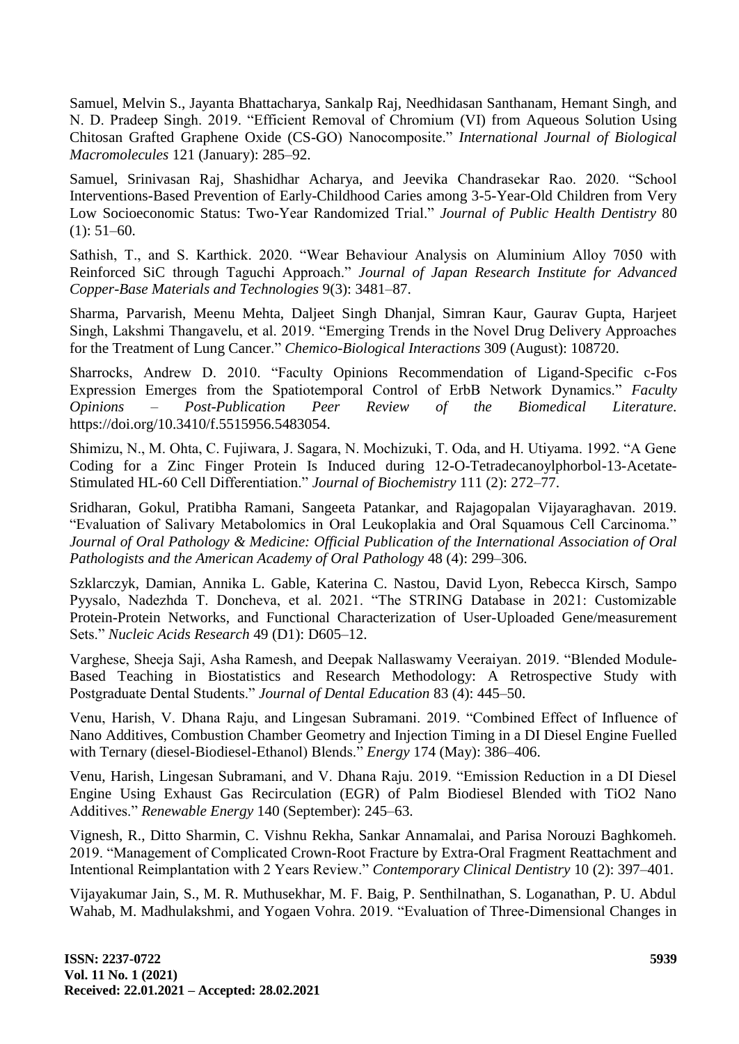Samuel, Melvin S., Jayanta Bhattacharya, Sankalp Raj, Needhidasan Santhanam, Hemant Singh, and N. D. Pradeep Singh. 2019. "Efficient Removal of Chromium (VI) from Aqueous Solution Using Chitosan Grafted Graphene Oxide (CS-GO) Nanocomposite." *International Journal of Biological Macromolecules* 121 (January): 285–92.

Samuel, Srinivasan Raj, Shashidhar Acharya, and Jeevika Chandrasekar Rao. 2020. "School Interventions-Based Prevention of Early-Childhood Caries among 3-5-Year-Old Children from Very Low Socioeconomic Status: Two-Year Randomized Trial." *Journal of Public Health Dentistry* 80 (1): 51–60.

Sathish, T., and S. Karthick. 2020. "Wear Behaviour Analysis on Aluminium Alloy 7050 with Reinforced SiC through Taguchi Approach." *Journal of Japan Research Institute for Advanced Copper-Base Materials and Technologies* 9(3): 3481–87.

Sharma, Parvarish, Meenu Mehta, Daljeet Singh Dhanjal, Simran Kaur, Gaurav Gupta, Harjeet Singh, Lakshmi Thangavelu, et al. 2019. "Emerging Trends in the Novel Drug Delivery Approaches for the Treatment of Lung Cancer." *Chemico-Biological Interactions* 309 (August): 108720.

Sharrocks, Andrew D. 2010. "Faculty Opinions Recommendation of Ligand-Specific c-Fos Expression Emerges from the Spatiotemporal Control of ErbB Network Dynamics." *Faculty Opinions – Post-Publication Peer Review of the Biomedical Literature*. https://doi.org/10.3410/f.5515956.5483054.

Shimizu, N., M. Ohta, C. Fujiwara, J. Sagara, N. Mochizuki, T. Oda, and H. Utiyama. 1992. "A Gene Coding for a Zinc Finger Protein Is Induced during 12-O-Tetradecanoylphorbol-13-Acetate-Stimulated HL-60 Cell Differentiation." *Journal of Biochemistry* 111 (2): 272–77.

Sridharan, Gokul, Pratibha Ramani, Sangeeta Patankar, and Rajagopalan Vijayaraghavan. 2019. "Evaluation of Salivary Metabolomics in Oral Leukoplakia and Oral Squamous Cell Carcinoma." *Journal of Oral Pathology & Medicine: Official Publication of the International Association of Oral Pathologists and the American Academy of Oral Pathology* 48 (4): 299–306.

Szklarczyk, Damian, Annika L. Gable, Katerina C. Nastou, David Lyon, Rebecca Kirsch, Sampo Pyysalo, Nadezhda T. Doncheva, et al. 2021. "The STRING Database in 2021: Customizable Protein-Protein Networks, and Functional Characterization of User-Uploaded Gene/measurement Sets." *Nucleic Acids Research* 49 (D1): D605–12.

Varghese, Sheeja Saji, Asha Ramesh, and Deepak Nallaswamy Veeraiyan. 2019. "Blended Module-Based Teaching in Biostatistics and Research Methodology: A Retrospective Study with Postgraduate Dental Students." *Journal of Dental Education* 83 (4): 445–50.

Venu, Harish, V. Dhana Raju, and Lingesan Subramani. 2019. "Combined Effect of Influence of Nano Additives, Combustion Chamber Geometry and Injection Timing in a DI Diesel Engine Fuelled with Ternary (diesel-Biodiesel-Ethanol) Blends." *Energy* 174 (May): 386–406.

Venu, Harish, Lingesan Subramani, and V. Dhana Raju. 2019. "Emission Reduction in a DI Diesel Engine Using Exhaust Gas Recirculation (EGR) of Palm Biodiesel Blended with TiO2 Nano Additives." *Renewable Energy* 140 (September): 245–63.

Vignesh, R., Ditto Sharmin, C. Vishnu Rekha, Sankar Annamalai, and Parisa Norouzi Baghkomeh. 2019. "Management of Complicated Crown-Root Fracture by Extra-Oral Fragment Reattachment and Intentional Reimplantation with 2 Years Review." *Contemporary Clinical Dentistry* 10 (2): 397–401.

Vijayakumar Jain, S., M. R. Muthusekhar, M. F. Baig, P. Senthilnathan, S. Loganathan, P. U. Abdul Wahab, M. Madhulakshmi, and Yogaen Vohra. 2019. "Evaluation of Three-Dimensional Changes in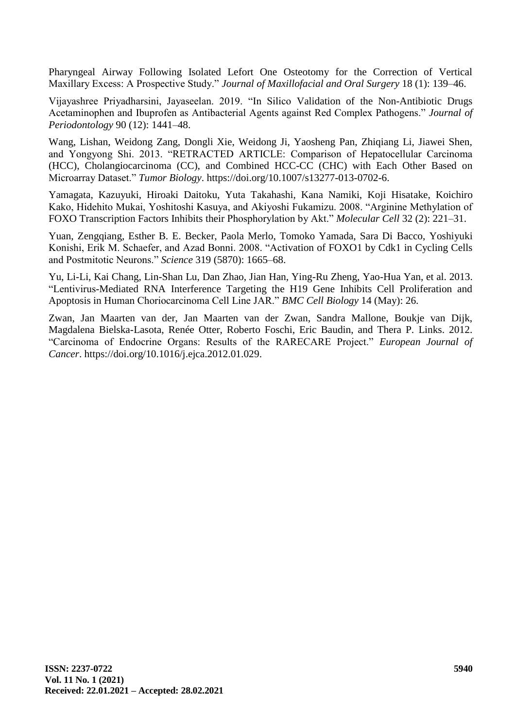Pharyngeal Airway Following Isolated Lefort One Osteotomy for the Correction of Vertical Maxillary Excess: A Prospective Study." *Journal of Maxillofacial and Oral Surgery* 18 (1): 139–46.

Vijayashree Priyadharsini, Jayaseelan. 2019. "In Silico Validation of the Non-Antibiotic Drugs Acetaminophen and Ibuprofen as Antibacterial Agents against Red Complex Pathogens." *Journal of Periodontology* 90 (12): 1441–48.

Wang, Lishan, Weidong Zang, Dongli Xie, Weidong Ji, Yaosheng Pan, Zhiqiang Li, Jiawei Shen, and Yongyong Shi. 2013. "RETRACTED ARTICLE: Comparison of Hepatocellular Carcinoma (HCC), Cholangiocarcinoma (CC), and Combined HCC-CC (CHC) with Each Other Based on Microarray Dataset." *Tumor Biology*. https://doi.org/10.1007/s13277-013-0702-6.

Yamagata, Kazuyuki, Hiroaki Daitoku, Yuta Takahashi, Kana Namiki, Koji Hisatake, Koichiro Kako, Hidehito Mukai, Yoshitoshi Kasuya, and Akiyoshi Fukamizu. 2008. "Arginine Methylation of FOXO Transcription Factors Inhibits their Phosphorylation by Akt." *Molecular Cell* 32 (2): 221–31.

Yuan, Zengqiang, Esther B. E. Becker, Paola Merlo, Tomoko Yamada, Sara Di Bacco, Yoshiyuki Konishi, Erik M. Schaefer, and Azad Bonni. 2008. "Activation of FOXO1 by Cdk1 in Cycling Cells and Postmitotic Neurons." *Science* 319 (5870): 1665–68.

Yu, Li-Li, Kai Chang, Lin-Shan Lu, Dan Zhao, Jian Han, Ying-Ru Zheng, Yao-Hua Yan, et al. 2013. "Lentivirus-Mediated RNA Interference Targeting the H19 Gene Inhibits Cell Proliferation and Apoptosis in Human Choriocarcinoma Cell Line JAR." *BMC Cell Biology* 14 (May): 26.

Zwan, Jan Maarten van der, Jan Maarten van der Zwan, Sandra Mallone, Boukje van Dijk, Magdalena Bielska-Lasota, Renée Otter, Roberto Foschi, Eric Baudin, and Thera P. Links. 2012. "Carcinoma of Endocrine Organs: Results of the RARECARE Project." *European Journal of Cancer*. https://doi.org/10.1016/j.ejca.2012.01.029.

**Received: 22.01.2021 – Accepted: 28.02.2021**